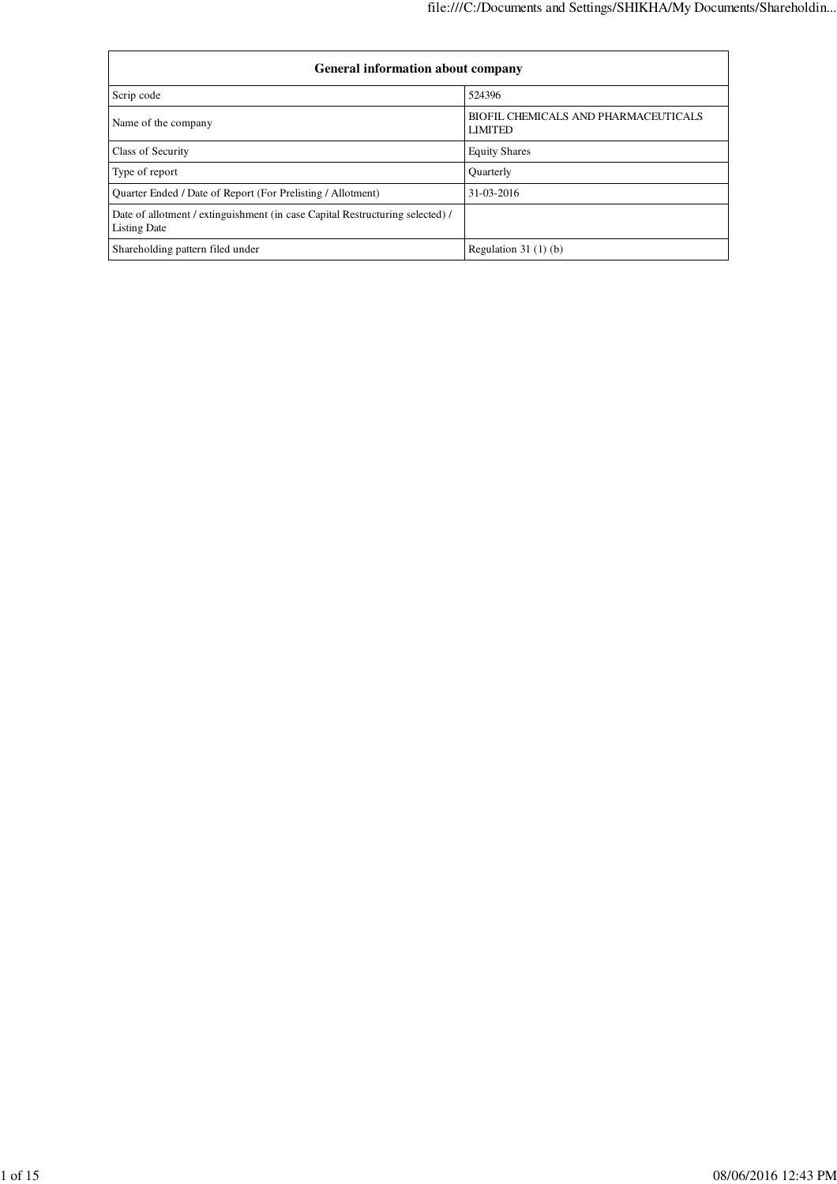| General information about company | |
|---|---|
| Scrip code | 524396 |
| Name of the company | BIOFIL CHEMICALS AND PHARMACEUTICALS LIMITED |
| Class of Security | Equity Shares |
| Type of report | Quarterly |
| Quarter Ended / Date of Report (For Prelisting / Allotment) | 31-03-2016 |
| Date of allotment / extinguishment (in case Capital Restructuring selected) / Listing Date | |
| Shareholding pattern filed under | Regulation 31 (1) (b) |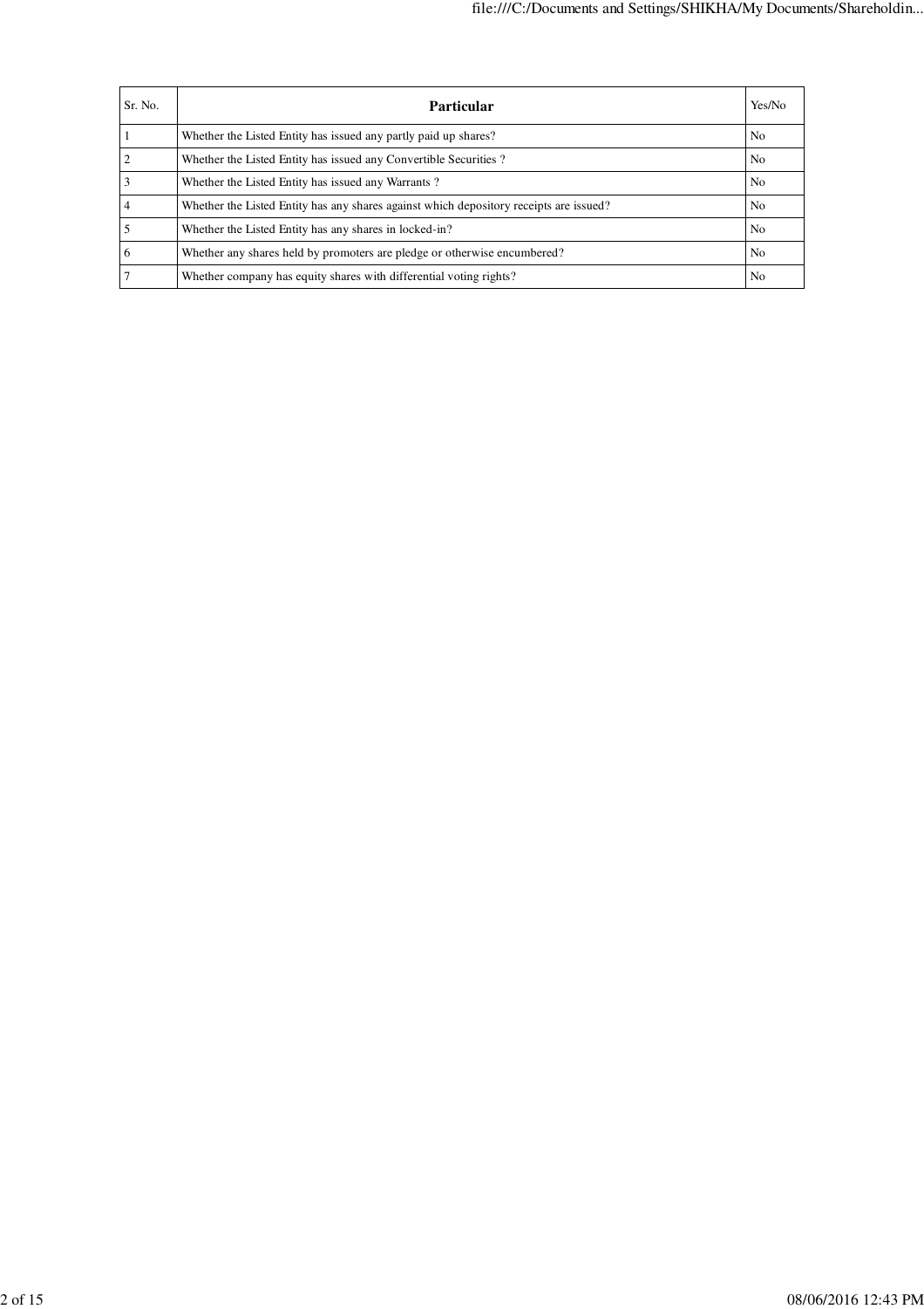| Sr. No. | **Particular** | Yes/No |
|---|---|---|
| 1 | Whether the Listed Entity has issued any partly paid up shares? | No |
| 2 | Whether the Listed Entity has issued any Convertible Securities ? | No |
| 3 | Whether the Listed Entity has issued any Warrants ? | No |
| 4 | Whether the Listed Entity has any shares against which depository receipts are issued? | No |
| 5 | Whether the Listed Entity has any shares in locked-in? | No |
| 6 | Whether any shares held by promoters are pledge or otherwise encumbered? | No |
| 7 | Whether company has equity shares with differential voting rights? | No |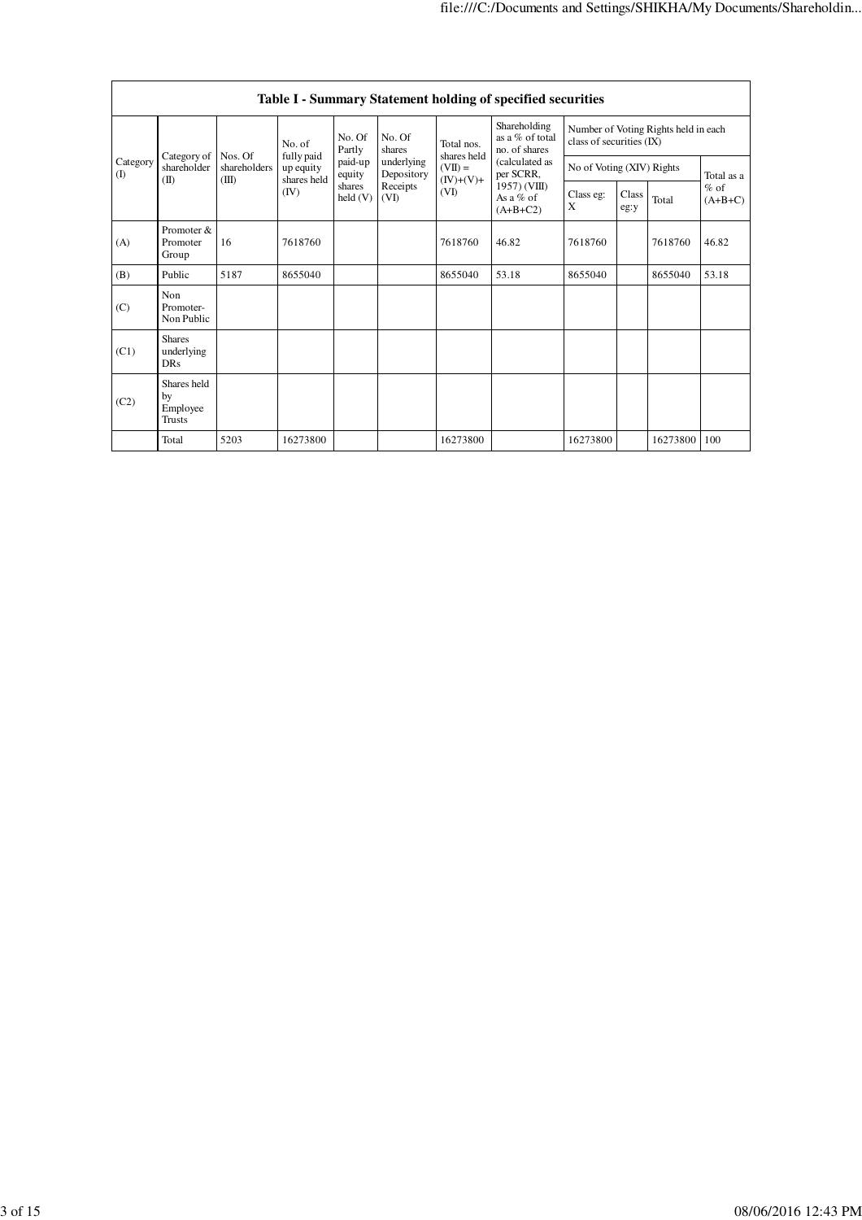| Table I - Summary Statement holding of specified securities | | | | | | | | | | | | |
|---|---|---|---|---|---|---|---|---|---|---|---|---|
| Category (I) | Category of shareholder (II) | Nos. Of shareholders (III) | No. of fully paid up equity shares held (IV) | No. Of Partly paid-up equity shares held (V) | No. Of shares underlying Depository Receipts (VI) | Total nos. shares held (VII) = (IV)+(V)+ (VI) | Shareholding as a % of total no. of shares (calculated as per SCRR, 1957) (VIII) As a % of (A+B+C2) | Number of Voting Rights held in each class of securities (IX) | | | |
| | | | | | | | | No of Voting (XIV) Rights | | | Total as a % of (A+B+C) |
| | | | | | | | | Class eg: X | Class eg:y | Total | |
| (A) | Promoter & Promoter Group | 16 | 7618760 | | | 7618760 | 46.82 | 7618760 | | 7618760 | 46.82 |
| (B) | Public | 5187 | 8655040 | | | 8655040 | 53.18 | 8655040 | | 8655040 | 53.18 |
| (C) | Non Promoter- Non Public | | | | | | | | | | |
| (C1) | Shares underlying DRs | | | | | | | | | | |
| (C2) | Shares held by Employee Trusts | | | | | | | | | | |
| | Total | 5203 | 16273800 | | | 16273800 | | 16273800 | | 16273800 | 100 |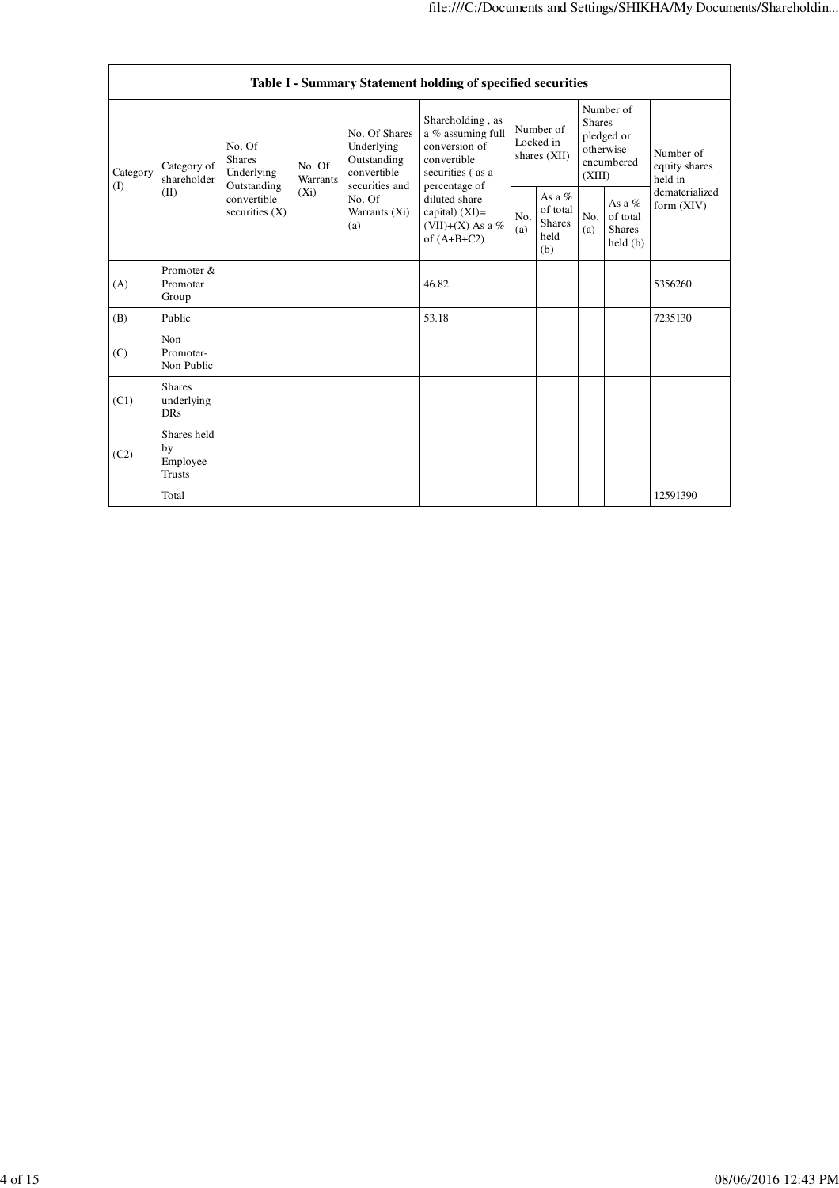| Table I - Summary Statement holding of specified securities | | | | | | | | | | |
|---|---|---|---|---|---|---|---|---|---|---|
| Category (I) | Category of shareholder (II) | No. Of Shares Underlying Outstanding convertible securities (X) | No. Of Warrants (Xi) | No. Of Shares Underlying Outstanding convertible securities and No. Of Warrants (Xi) (a) | Shareholding , as a % assuming full conversion of convertible securities ( as a percentage of diluted share capital) (XI)= (VII)+(X) As a % of (A+B+C2) | Number of Locked in shares (XII) | | Number of Shares pledged or otherwise encumbered (XIII) | | Number of equity shares held in dematerialized form (XIV) |
| | | | | | | No. (a) | As a % of total Shares held (b) | No. (a) | As a % of total Shares held (b) | |
| (A) | Promoter & Promoter Group | | | | 46.82 | | | | | 5356260 |
| (B) | Public | | | | 53.18 | | | | | 7235130 |
| (C) | Non Promoter- Non Public | | | | | | | | | |
| (C1) | Shares underlying DRs | | | | | | | | | |
| (C2) | Shares held by Employee Trusts | | | | | | | | | |
| | Total | | | | | | | | | 12591390 |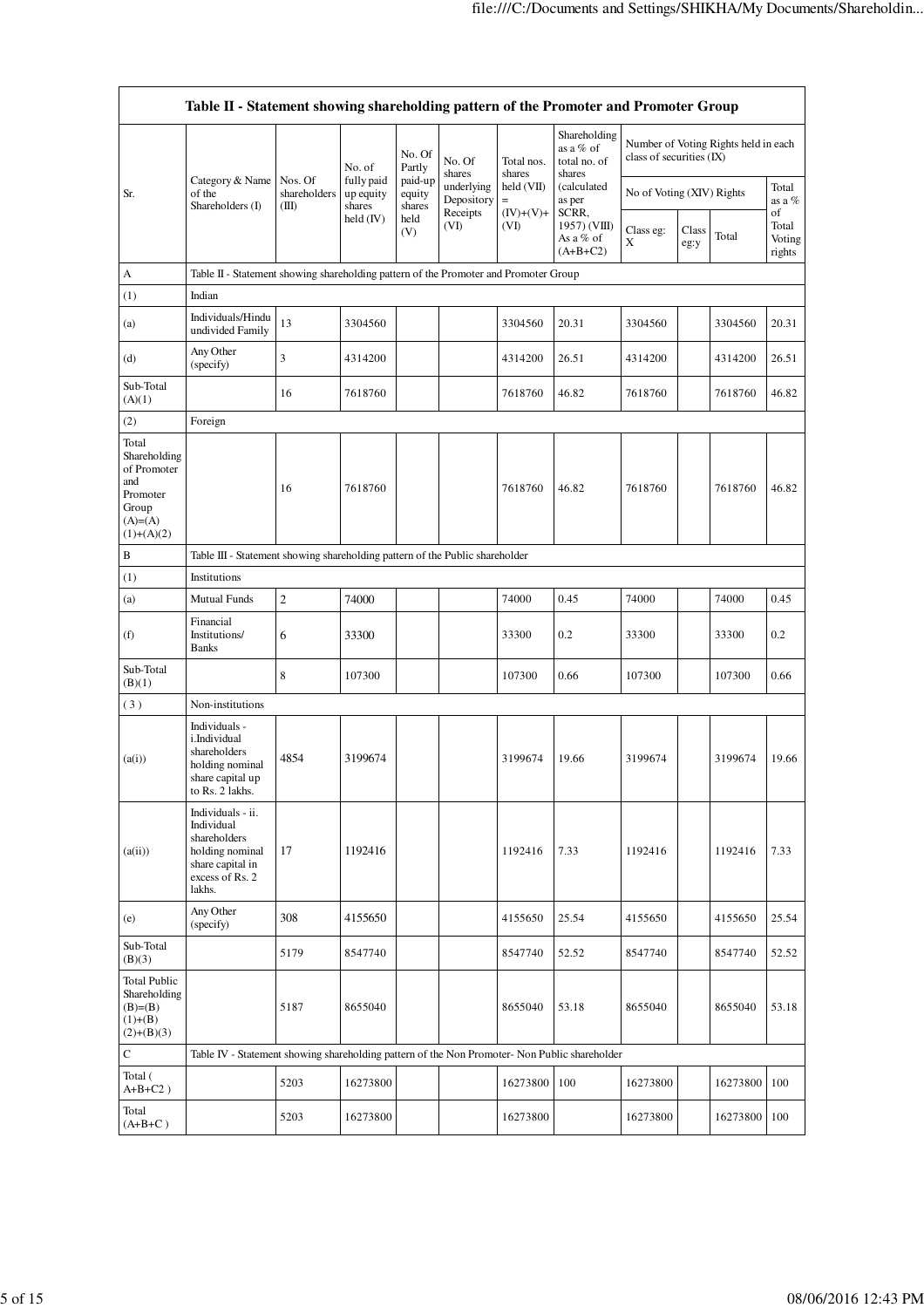| Table II - Statement showing shareholding pattern of the Promoter and Promoter Group | | | | | | | | | | | | |
|---|---|---|---|---|---|---|---|---|---|---|---|---|
| Sr. | Category & Name of the Shareholders (I) | Nos. Of shareholders (III) | No. of fully paid up equity shares held (IV) | No. Of Partly paid-up equity shares held (V) | No. Of shares underlying Depository Receipts (VI) | Total nos. shares held (VII) = (IV)+(V)+ (VI) | Shareholding as a % of total no. of shares (calculated as per SCRR, 1957) (VIII) As a % of (A+B+C2) | Number of Voting Rights held in each class of securities (IX) | | | |
| | | | | | | | | No of Voting (XIV) Rights | | | Total as a % of Total Voting rights |
| | | | | | | | | Class eg: X | Class eg:y | Total | |
| A | Table II - Statement showing shareholding pattern of the Promoter and Promoter Group | | | | | | | | | | |
| (1) | Indian | | | | | | | | | | |
| (a) | Individuals/Hindu undivided Family | 13 | 3304560 | | | 3304560 | 20.31 | 3304560 | | 3304560 | 20.31 |
| (d) | Any Other (specify) | 3 | 4314200 | | | 4314200 | 26.51 | 4314200 | | 4314200 | 26.51 |
| Sub-Total (A)(1) | | 16 | 7618760 | | | 7618760 | 46.82 | 7618760 | | 7618760 | 46.82 |
| (2) | Foreign | | | | | | | | | | |
| Total Shareholding of Promoter and Promoter Group (A)=(A)(1)+(A)(2) | | 16 | 7618760 | | | 7618760 | 46.82 | 7618760 | | 7618760 | 46.82 |
| B | Table III - Statement showing shareholding pattern of the Public shareholder | | | | | | | | | | |
| (1) | Institutions | | | | | | | | | | |
| (a) | Mutual Funds | 2 | 74000 | | | 74000 | 0.45 | 74000 | | 74000 | 0.45 |
| (f) | Financial Institutions/ Banks | 6 | 33300 | | | 33300 | 0.2 | 33300 | | 33300 | 0.2 |
| Sub-Total (B)(1) | | 8 | 107300 | | | 107300 | 0.66 | 107300 | | 107300 | 0.66 |
| ( 3 ) | Non-institutions | | | | | | | | | | |
| (a(i)) | Individuals - i.Individual shareholders holding nominal share capital up to Rs. 2 lakhs. | 4854 | 3199674 | | | 3199674 | 19.66 | 3199674 | | 3199674 | 19.66 |
| (a(ii)) | Individuals - ii. Individual shareholders holding nominal share capital in excess of Rs. 2 lakhs. | 17 | 1192416 | | | 1192416 | 7.33 | 1192416 | | 1192416 | 7.33 |
| (e) | Any Other (specify) | 308 | 4155650 | | | 4155650 | 25.54 | 4155650 | | 4155650 | 25.54 |
| Sub-Total (B)(3) | | 5179 | 8547740 | | | 8547740 | 52.52 | 8547740 | | 8547740 | 52.52 |
| Total Public Shareholding (B)=(B)(1)+(B)(2)+(B)(3) | | 5187 | 8655040 | | | 8655040 | 53.18 | 8655040 | | 8655040 | 53.18 |
| C | Table IV - Statement showing shareholding pattern of the Non Promoter- Non Public shareholder | | | | | | | | | | |
| Total ( A+B+C2 ) | | 5203 | 16273800 | | | 16273800 | 100 | 16273800 | | 16273800 | 100 |
| Total (A+B+C ) | | 5203 | 16273800 | | | 16273800 | | 16273800 | | 16273800 | 100 |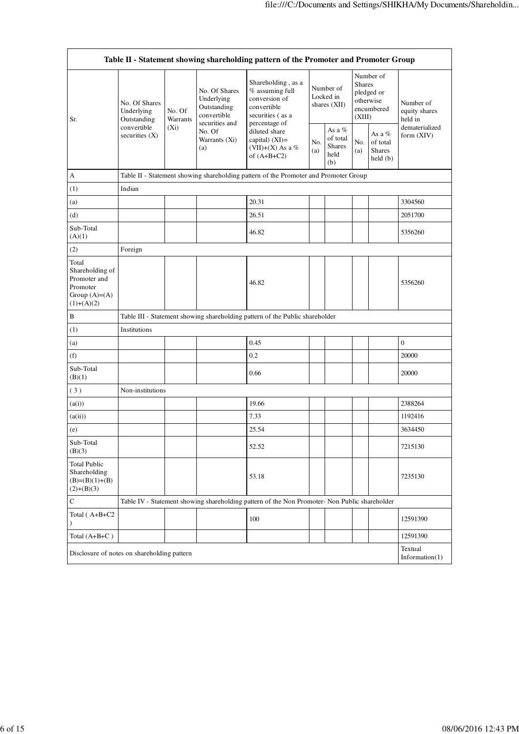| Table II - Statement showing shareholding pattern of the Promoter and Promoter Group | | | | | | | | | |
|---|---|---|---|---|---|---|---|---|---|
| Sr. | No. Of Shares Underlying Outstanding convertible securities (X) | No. Of Warrants (Xi) | No. Of Shares Underlying Outstanding convertible securities and No. Of Warrants (Xi) (a) | Shareholding , as a % assuming full conversion of convertible securities ( as a percentage of diluted share capital) (XI)= (VII)+(X) As a % of (A+B+C2) | Number of Locked in shares (XII) | | Number of Shares pledged or otherwise encumbered (XIII) | | Number of equity shares held in dematerialized form (XIV) |
| | | | | | No. (a) | As a % of total Shares held (b) | No. (a) | As a % of total Shares held (b) | |
| A | Table II - Statement showing shareholding pattern of the Promoter and Promoter Group | | | | | | | | |
| (1) | Indian | | | | | | | | |
| (a) | | | | 20.31 | | | | | 3304560 |
| (d) | | | | 26.51 | | | | | 2051700 |
| Sub-Total (A)(1) | | | | 46.82 | | | | | 5356260 |
| (2) | Foreign | | | | | | | | |
| Total Shareholding of Promoter and Promoter Group (A)=(A)(1)+(A)(2) | | | | 46.82 | | | | | 5356260 |
| B | Table III - Statement showing shareholding pattern of the Public shareholder | | | | | | | | |
| (1) | Institutions | | | | | | | | |
| (a) | | | | 0.45 | | | | | 0 |
| (f) | | | | 0.2 | | | | | 20000 |
| Sub-Total (B)(1) | | | | 0.66 | | | | | 20000 |
| ( 3 ) | Non-institutions | | | | | | | | |
| (a(i)) | | | | 19.66 | | | | | 2388264 |
| (a(ii)) | | | | 7.33 | | | | | 1192416 |
| (e) | | | | 25.54 | | | | | 3634450 |
| Sub-Total (B)(3) | | | | 52.52 | | | | | 7215130 |
| Total Public Shareholding (B)=(B)(1)+(B)(2)+(B)(3) | | | | 53.18 | | | | | 7235130 |
| C | Table IV - Statement showing shareholding pattern of the Non Promoter- Non Public shareholder | | | | | | | | |
| Total ( A+B+C2 ) | | | | 100 | | | | | 12591390 |
| Total (A+B+C ) | | | | | | | | | 12591390 |
| Disclosure of notes on shareholding pattern | | | | | | | | | Textual Information(1) |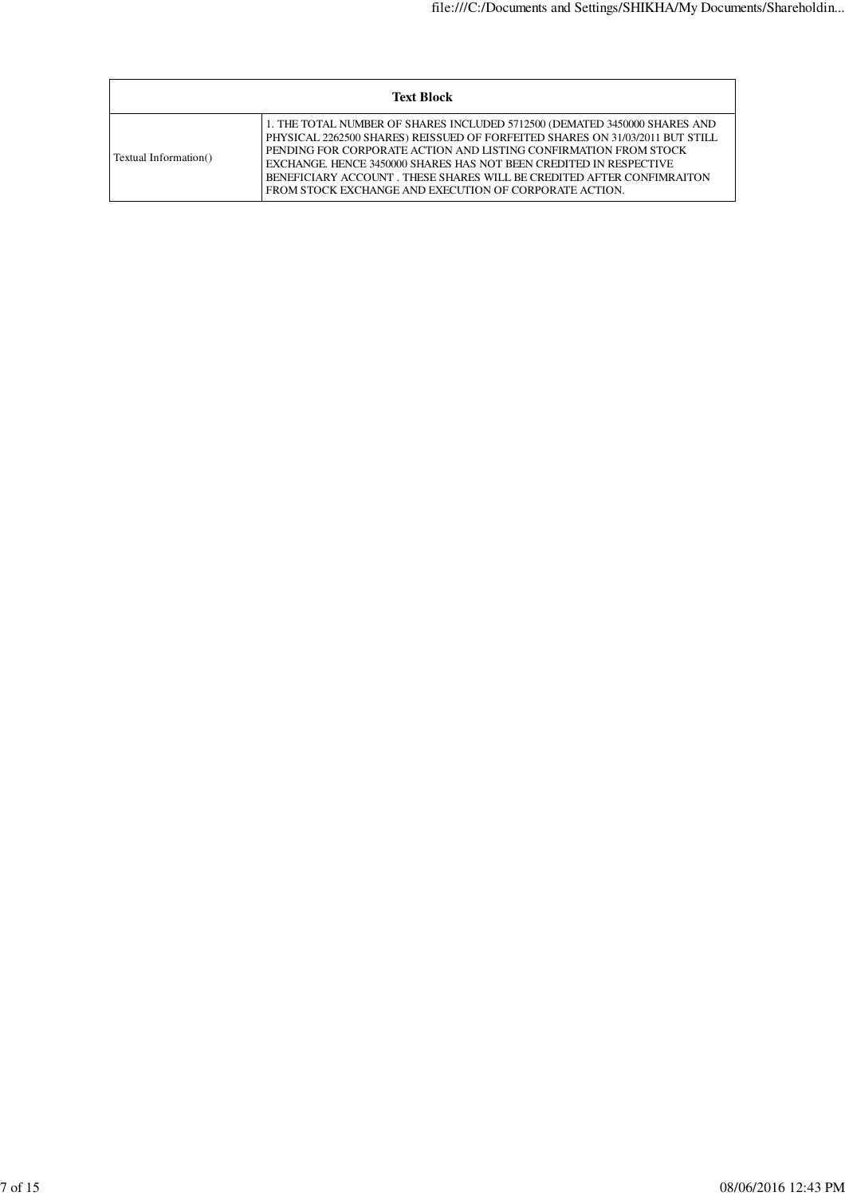| Text Block | |
|---|---|
| Textual Information() | 1. THE TOTAL NUMBER OF SHARES INCLUDED 5712500 (DEMATED 3450000 SHARES AND PHYSICAL 2262500 SHARES) REISSUED OF FORFEITED SHARES ON 31/03/2011 BUT STILL PENDING FOR CORPORATE ACTION AND LISTING CONFIRMATION FROM STOCK EXCHANGE. HENCE 3450000 SHARES HAS NOT BEEN CREDITED IN RESPECTIVE BENEFICIARY ACCOUNT . THESE SHARES WILL BE CREDITED AFTER CONFIMRAITON FROM STOCK EXCHANGE AND EXECUTION OF CORPORATE ACTION. |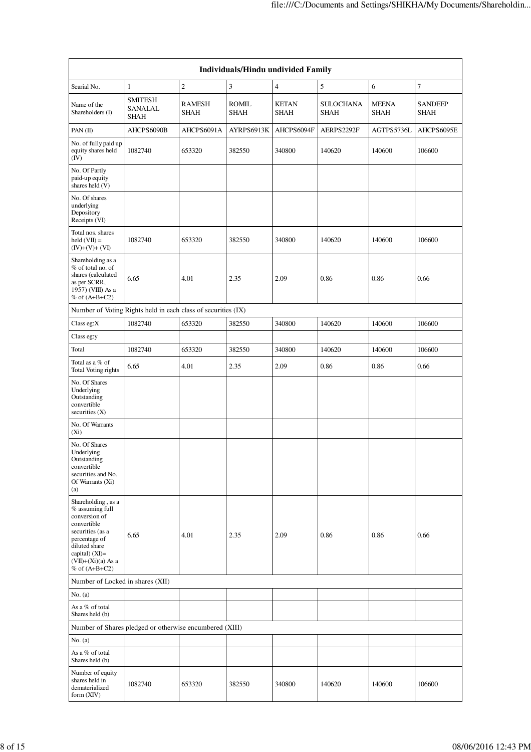| Individuals/Hindu undivided Family | | | | | | | |
|---|---|---|---|---|---|---|---|
| Searial No. | 1 | 2 | 3 | 4 | 5 | 6 | 7 |
| Name of the Shareholders (I) | SMITESH SANALAL SHAH | RAMESH SHAH | ROMIL SHAH | KETAN SHAH | SULOCHANA SHAH | MEENA SHAH | SANDEEP SHAH |
| PAN (II) | AHCPS6090B | AHCPS6091A | AYRPS6913K | AHCPS6094F | AERPS2292F | AGTPS5736L | AHCPS6095E |
| No. of fully paid up equity shares held (IV) | 1082740 | 653320 | 382550 | 340800 | 140620 | 140600 | 106600 |
| No. Of Partly paid-up equity shares held (V) | | | | | | | |
| No. Of shares underlying Depository Receipts (VI) | | | | | | | |
| Total nos. shares held (VII) = (IV)+(V)+ (VI) | 1082740 | 653320 | 382550 | 340800 | 140620 | 140600 | 106600 |
| Shareholding as a % of total no. of shares (calculated as per SCRR, 1957) (VIII) As a % of (A+B+C2) | 6.65 | 4.01 | 2.35 | 2.09 | 0.86 | 0.86 | 0.66 |
| Number of Voting Rights held in each class of securities (IX) | | | | | | | |
| Class eg:X | 1082740 | 653320 | 382550 | 340800 | 140620 | 140600 | 106600 |
| Class eg:y | | | | | | | |
| Total | 1082740 | 653320 | 382550 | 340800 | 140620 | 140600 | 106600 |
| Total as a % of Total Voting rights | 6.65 | 4.01 | 2.35 | 2.09 | 0.86 | 0.86 | 0.66 |
| No. Of Shares Underlying Outstanding convertible securities (X) | | | | | | | |
| No. Of Warrants (Xi) | | | | | | | |
| No. Of Shares Underlying Outstanding convertible securities and No. Of Warrants (Xi) (a) | | | | | | | |
| Shareholding , as a % assuming full conversion of convertible securities (as a percentage of diluted share capital) (XI)= (VII)+(Xi)(a) As a % of (A+B+C2) | 6.65 | 4.01 | 2.35 | 2.09 | 0.86 | 0.86 | 0.66 |
| Number of Locked in shares (XII) | | | | | | | |
| No. (a) | | | | | | | |
| As a % of total Shares held (b) | | | | | | | |
| Number of Shares pledged or otherwise encumbered (XIII) | | | | | | | |
| No. (a) | | | | | | | |
| As a % of total Shares held (b) | | | | | | | |
| Number of equity shares held in dematerialized form (XIV) | 1082740 | 653320 | 382550 | 340800 | 140620 | 140600 | 106600 |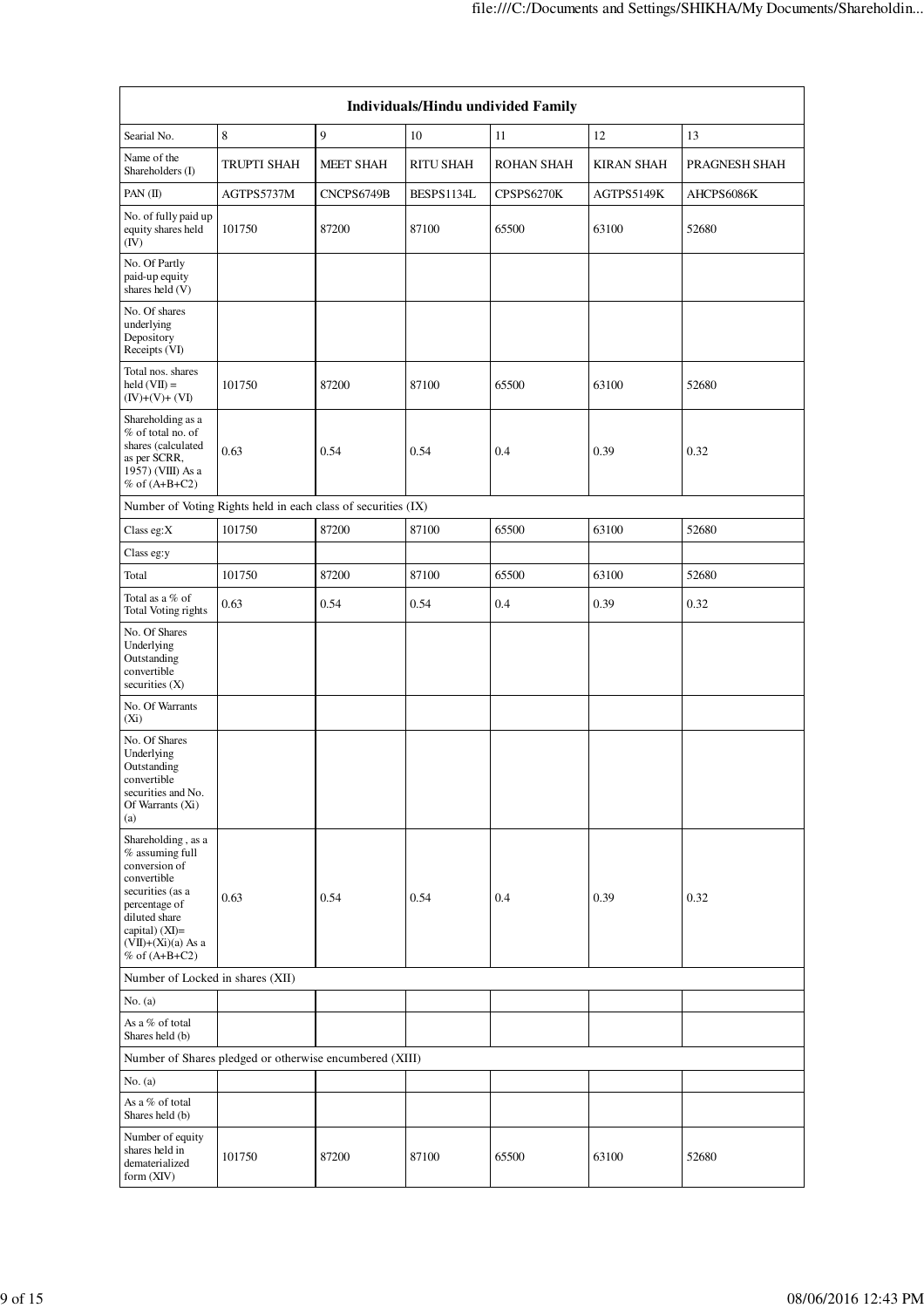| Individuals/Hindu undivided Family | | | | | | |
|---|---|---|---|---|---|---|
| Searial No. | 8 | 9 | 10 | 11 | 12 | 13 |
| Name of the Shareholders (I) | TRUPTI SHAH | MEET SHAH | RITU SHAH | ROHAN SHAH | KIRAN SHAH | PRAGNESH SHAH |
| PAN (II) | AGTPS5737M | CNCPS6749B | BESPS1134L | CPSPS6270K | AGTPS5149K | AHCPS6086K |
| No. of fully paid up equity shares held (IV) | 101750 | 87200 | 87100 | 65500 | 63100 | 52680 |
| No. Of Partly paid-up equity shares held (V) | | | | | | |
| No. Of shares underlying Depository Receipts (VI) | | | | | | |
| Total nos. shares held (VII) = (IV)+(V)+ (VI) | 101750 | 87200 | 87100 | 65500 | 63100 | 52680 |
| Shareholding as a % of total no. of shares (calculated as per SCRR, 1957) (VIII) As a % of (A+B+C2) | 0.63 | 0.54 | 0.54 | 0.4 | 0.39 | 0.32 |
| Number of Voting Rights held in each class of securities (IX) | | | | | | |
| Class eg:X | 101750 | 87200 | 87100 | 65500 | 63100 | 52680 |
| Class eg:y | | | | | | |
| Total | 101750 | 87200 | 87100 | 65500 | 63100 | 52680 |
| Total as a % of Total Voting rights | 0.63 | 0.54 | 0.54 | 0.4 | 0.39 | 0.32 |
| No. Of Shares Underlying Outstanding convertible securities (X) | | | | | | |
| No. Of Warrants (Xi) | | | | | | |
| No. Of Shares Underlying Outstanding convertible securities and No. Of Warrants (Xi) (a) | | | | | | |
| Shareholding , as a % assuming full conversion of convertible securities (as a percentage of diluted share capital) (XI)= (VII)+(Xi)(a) As a % of (A+B+C2) | 0.63 | 0.54 | 0.54 | 0.4 | 0.39 | 0.32 |
| Number of Locked in shares (XII) | | | | | | |
| No. (a) | | | | | | |
| As a % of total Shares held (b) | | | | | | |
| Number of Shares pledged or otherwise encumbered (XIII) | | | | | | |
| No. (a) | | | | | | |
| As a % of total Shares held (b) | | | | | | |
| Number of equity shares held in dematerialized form (XIV) | 101750 | 87200 | 87100 | 65500 | 63100 | 52680 |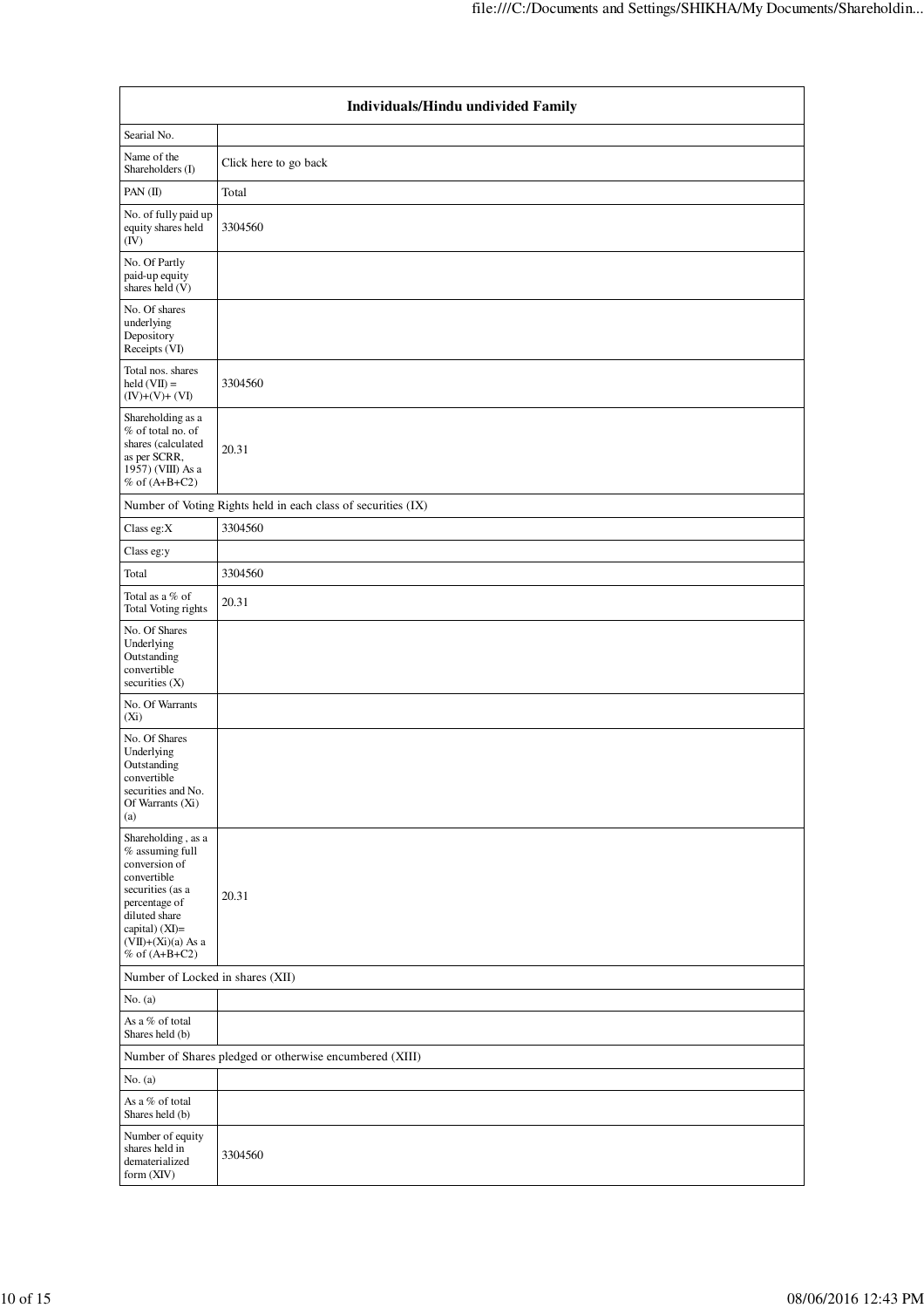| Individuals/Hindu undivided Family | |
|---|---|
| Searial No. | |
| Name of the Shareholders (I) | Click here to go back |
| PAN (II) | Total |
| No. of fully paid up equity shares held (IV) | 3304560 |
| No. Of Partly paid-up equity shares held (V) | |
| No. Of shares underlying Depository Receipts (VI) | |
| Total nos. shares held (VII) = (IV)+(V)+ (VI) | 3304560 |
| Shareholding as a % of total no. of shares (calculated as per SCRR, 1957) (VIII) As a % of (A+B+C2) | 20.31 |
| Number of Voting Rights held in each class of securities (IX) | |
| Class eg:X | 3304560 |
| Class eg:y | |
| Total | 3304560 |
| Total as a % of Total Voting rights | 20.31 |
| No. Of Shares Underlying Outstanding convertible securities (X) | |
| No. Of Warrants (Xi) | |
| No. Of Shares Underlying Outstanding convertible securities and No. Of Warrants (Xi) (a) | |
| Shareholding , as a % assuming full conversion of convertible securities (as a percentage of diluted share capital) (XI)= (VII)+(Xi)(a) As a % of (A+B+C2) | 20.31 |
| Number of Locked in shares (XII) | |
| No. (a) | |
| As a % of total Shares held (b) | |
| Number of Shares pledged or otherwise encumbered (XIII) | |
| No. (a) | |
| As a % of total Shares held (b) | |
| Number of equity shares held in dematerialized form (XIV) | 3304560 |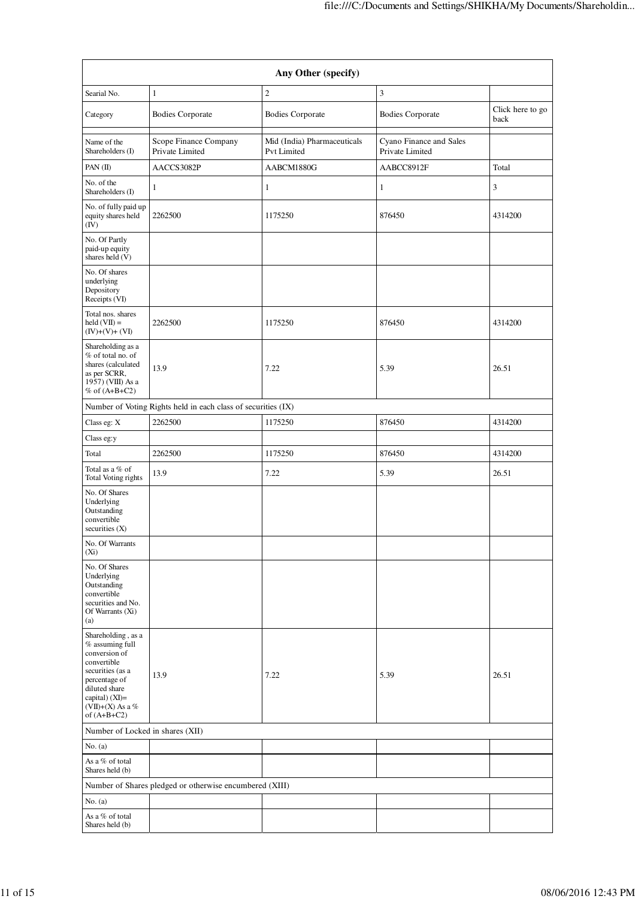| Any Other (specify) | | | | |
|---|---|---|---|---|
| Searial No. | 1 | 2 | 3 | |
| Category | Bodies Corporate | Bodies Corporate | Bodies Corporate | Click here to go back |
| | | | | |
| Name of the Shareholders (I) | Scope Finance Company Private Limited | Mid (India) Pharmaceuticals Pvt Limited | Cyano Finance and Sales Private Limited | |
| PAN (II) | AACCS3082P | AABCM1880G | AABCC8912F | Total |
| No. of the Shareholders (I) | 1 | 1 | 1 | 3 |
| No. of fully paid up equity shares held (IV) | 2262500 | 1175250 | 876450 | 4314200 |
| No. Of Partly paid-up equity shares held (V) | | | | |
| No. Of shares underlying Depository Receipts (VI) | | | | |
| Total nos. shares held (VII) = (IV)+(V)+ (VI) | 2262500 | 1175250 | 876450 | 4314200 |
| Shareholding as a % of total no. of shares (calculated as per SCRR, 1957) (VIII) As a % of (A+B+C2) | 13.9 | 7.22 | 5.39 | 26.51 |
| Number of Voting Rights held in each class of securities (IX) | | | | |
| Class eg: X | 2262500 | 1175250 | 876450 | 4314200 |
| Class eg:y | | | | |
| Total | 2262500 | 1175250 | 876450 | 4314200 |
| Total as a % of Total Voting rights | 13.9 | 7.22 | 5.39 | 26.51 |
| No. Of Shares Underlying Outstanding convertible securities (X) | | | | |
| No. Of Warrants (Xi) | | | | |
| No. Of Shares Underlying Outstanding convertible securities and No. Of Warrants (Xi) (a) | | | | |
| Shareholding , as a % assuming full conversion of convertible securities (as a percentage of diluted share capital) (XI)= (VII)+(X) As a % of (A+B+C2) | 13.9 | 7.22 | 5.39 | 26.51 |
| Number of Locked in shares (XII) | | | | |
| No. (a) | | | | |
| As a % of total Shares held (b) | | | | |
| Number of Shares pledged or otherwise encumbered (XIII) | | | | |
| No. (a) | | | | |
| As a % of total Shares held (b) | | | | |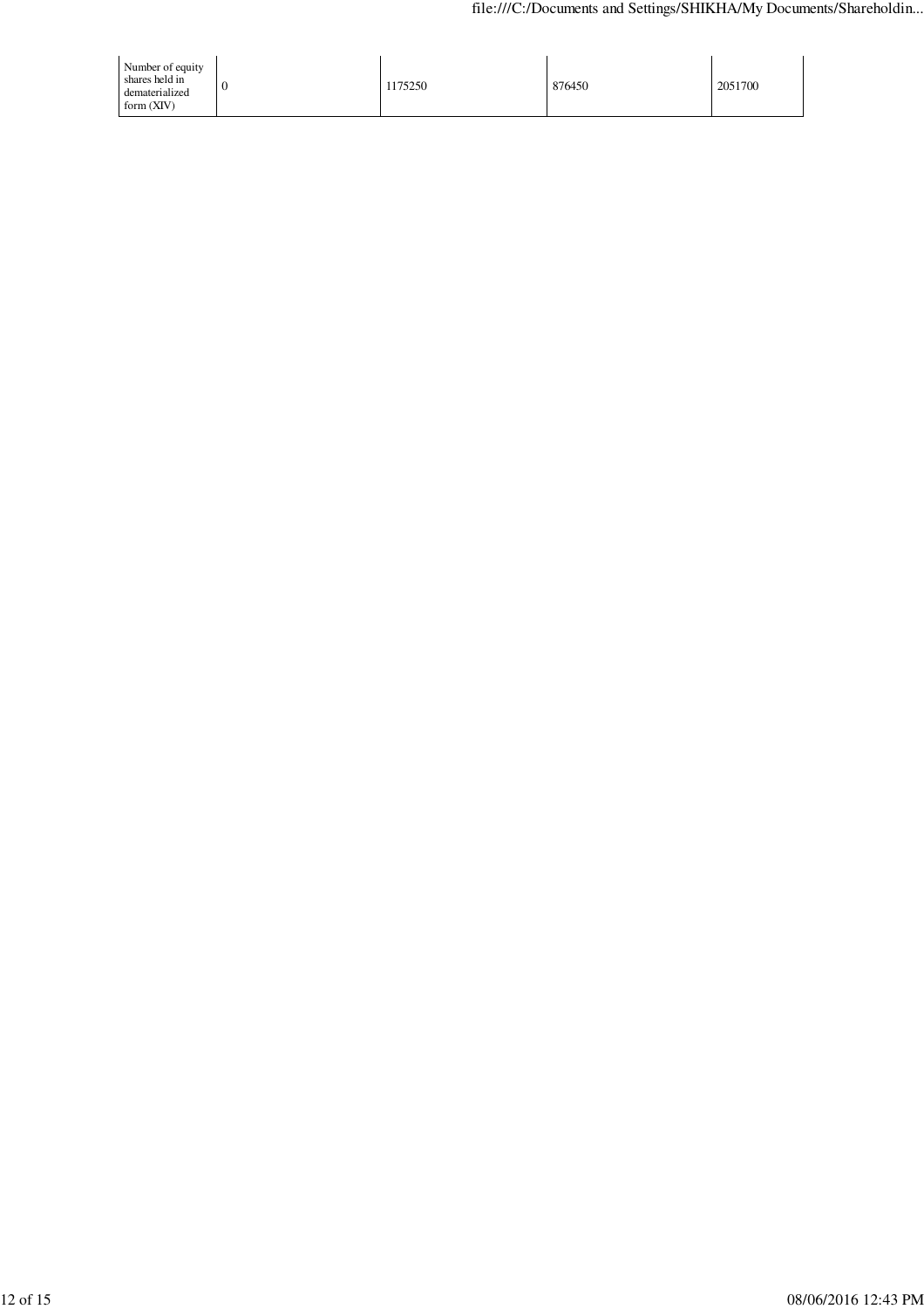| Number of equity shares held in dematerialized form (XIV) | 0 | 1175250 | 876450 | 2051700 |
| --- | --- | --- | --- | --- |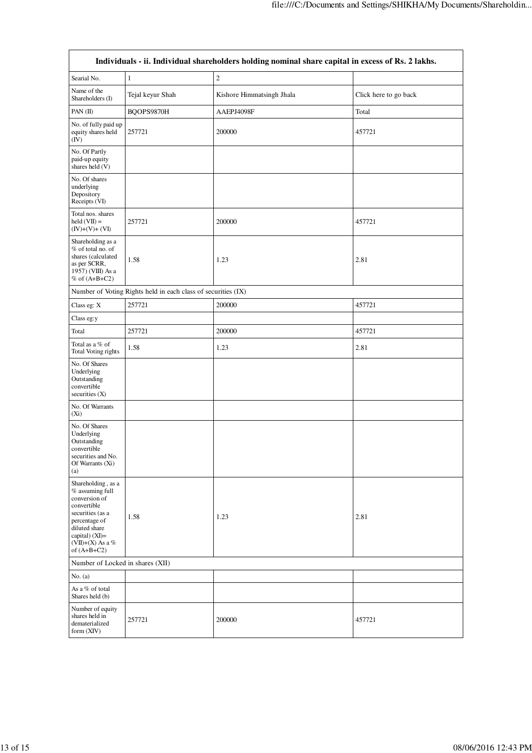| Individuals - ii. Individual shareholders holding nominal share capital in excess of Rs. 2 lakhs. | | | |
|---|---|---|---|
| Searial No. | 1 | 2 | |
| Name of the Shareholders (I) | Tejal keyur Shah | Kishore Himmatsingh Jhala | Click here to go back |
| PAN (II) | BQOPS9870H | AAEPJ4098F | Total |
| No. of fully paid up equity shares held (IV) | 257721 | 200000 | 457721 |
| No. Of Partly paid-up equity shares held (V) | | | |
| No. Of shares underlying Depository Receipts (VI) | | | |
| Total nos. shares held (VII) = (IV)+(V)+ (VI) | 257721 | 200000 | 457721 |
| Shareholding as a % of total no. of shares (calculated as per SCRR, 1957) (VIII) As a % of (A+B+C2) | 1.58 | 1.23 | 2.81 |
| Number of Voting Rights held in each class of securities (IX) | | | |
| Class eg: X | 257721 | 200000 | 457721 |
| Class eg:y | | | |
| Total | 257721 | 200000 | 457721 |
| Total as a % of Total Voting rights | 1.58 | 1.23 | 2.81 |
| No. Of Shares Underlying Outstanding convertible securities (X) | | | |
| No. Of Warrants (Xi) | | | |
| No. Of Shares Underlying Outstanding convertible securities and No. Of Warrants (Xi) (a) | | | |
| Shareholding , as a % assuming full conversion of convertible securities (as a percentage of diluted share capital) (XI)= (VII)+(X) As a % of (A+B+C2) | 1.58 | 1.23 | 2.81 |
| Number of Locked in shares (XII) | | | |
| No. (a) | | | |
| As a % of total Shares held (b) | | | |
| Number of equity shares held in dematerialized form (XIV) | 257721 | 200000 | 457721 |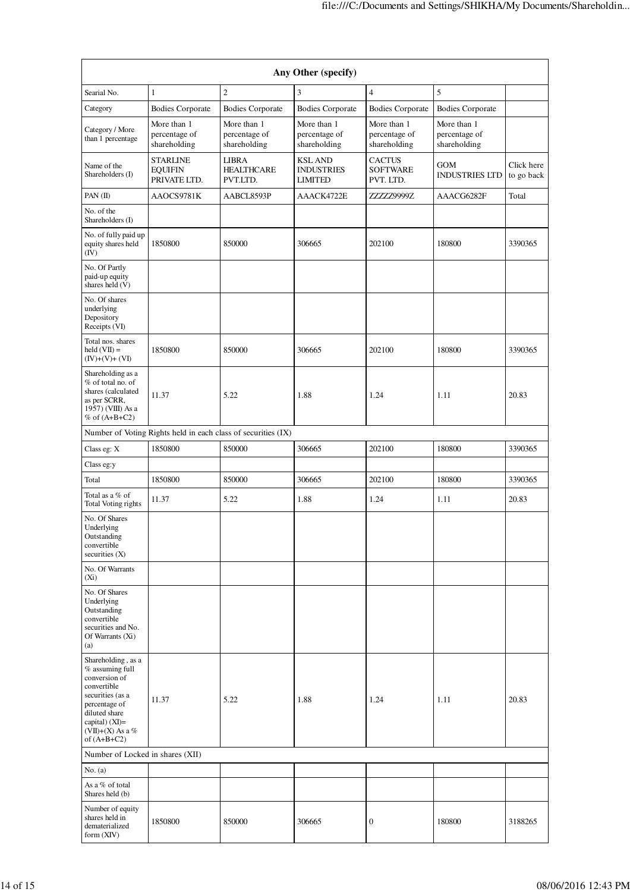| Any Other (specify) | | | | | | |
|---|---|---|---|---|---|---|
| Searial No. | 1 | 2 | 3 | 4 | 5 | |
| Category | Bodies Corporate | Bodies Corporate | Bodies Corporate | Bodies Corporate | Bodies Corporate | |
| Category / More than 1 percentage | More than 1 percentage of shareholding | More than 1 percentage of shareholding | More than 1 percentage of shareholding | More than 1 percentage of shareholding | More than 1 percentage of shareholding | |
| Name of the Shareholders (I) | STARLINE EQUIFIN PRIVATE LTD. | LIBRA HEALTHCARE PVT.LTD. | KSL AND INDUSTRIES LIMITED | CACTUS SOFTWARE PVT. LTD. | GOM INDUSTRIES LTD | Click here to go back |
| PAN (II) | AAOCS9781K | AABCL8593P | AAACK4722E | ZZZZZ9999Z | AAACG6282F | Total |
| No. of the Shareholders (I) | | | | | | |
| No. of fully paid up equity shares held (IV) | 1850800 | 850000 | 306665 | 202100 | 180800 | 3390365 |
| No. Of Partly paid-up equity shares held (V) | | | | | | |
| No. Of shares underlying Depository Receipts (VI) | | | | | | |
| Total nos. shares held (VII) = (IV)+(V)+ (VI) | 1850800 | 850000 | 306665 | 202100 | 180800 | 3390365 |
| Shareholding as a % of total no. of shares (calculated as per SCRR, 1957) (VIII) As a % of (A+B+C2) | 11.37 | 5.22 | 1.88 | 1.24 | 1.11 | 20.83 |
| Number of Voting Rights held in each class of securities (IX) | | | | | | |
| Class eg: X | 1850800 | 850000 | 306665 | 202100 | 180800 | 3390365 |
| Class eg:y | | | | | | |
| Total | 1850800 | 850000 | 306665 | 202100 | 180800 | 3390365 |
| Total as a % of Total Voting rights | 11.37 | 5.22 | 1.88 | 1.24 | 1.11 | 20.83 |
| No. Of Shares Underlying Outstanding convertible securities (X) | | | | | | |
| No. Of Warrants (Xi) | | | | | | |
| No. Of Shares Underlying Outstanding convertible securities and No. Of Warrants (Xi) (a) | | | | | | |
| Shareholding , as a % assuming full conversion of convertible securities (as a percentage of diluted share capital) (XI)= (VII)+(X) As a % of (A+B+C2) | 11.37 | 5.22 | 1.88 | 1.24 | 1.11 | 20.83 |
| Number of Locked in shares (XII) | | | | | | |
| No. (a) | | | | | | |
| As a % of total Shares held (b) | | | | | | |
| Number of equity shares held in dematerialized form (XIV) | 1850800 | 850000 | 306665 | 0 | 180800 | 3188265 |